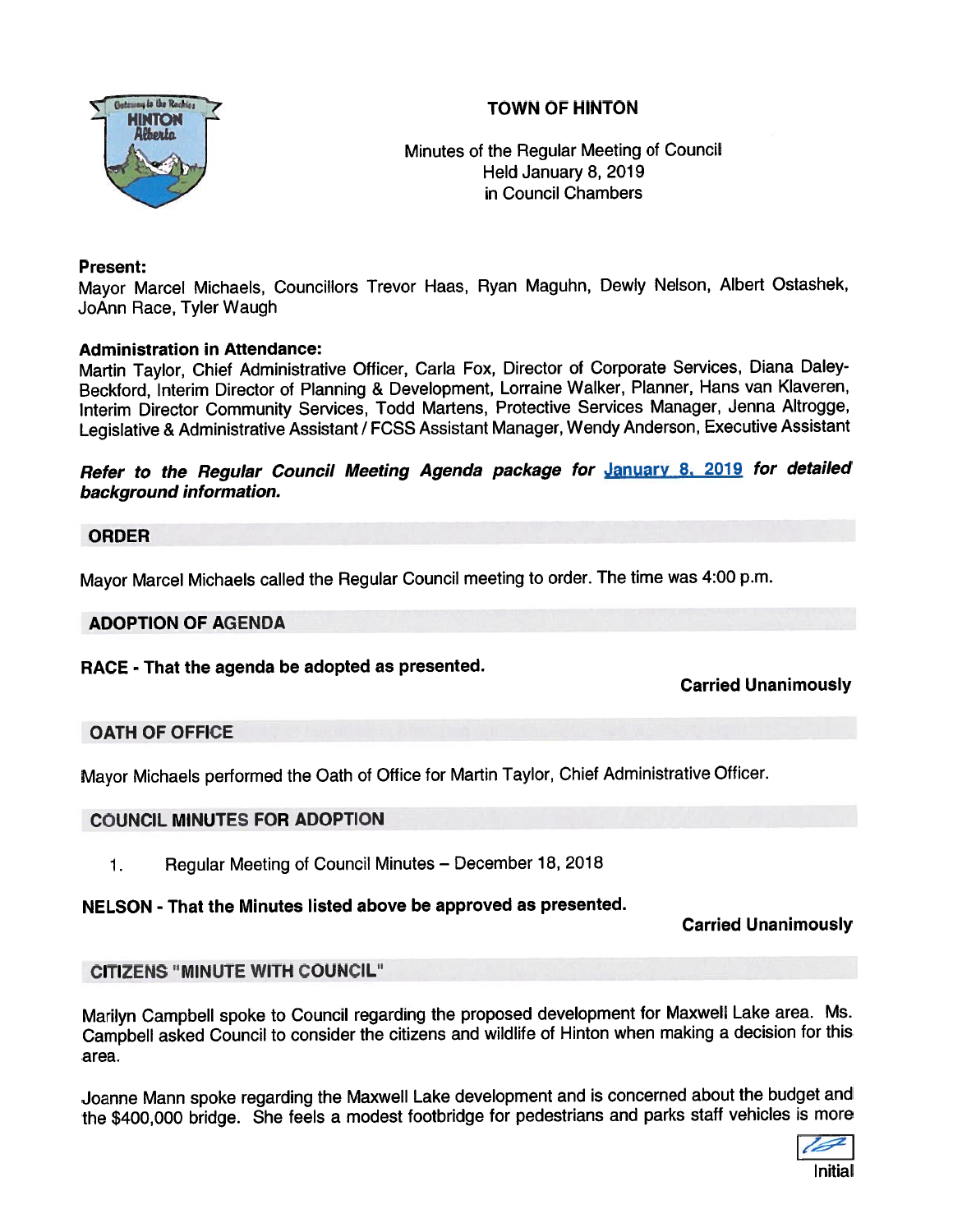# TOWN OF HINTON

Minutes of the Regular Meeting of Council
Held January 8, 2019
in Council Chambers

**Present:**
Mayor Marcel Michaels, Councillors Trevor Haas, Ryan Maguhn, Dewly Nelson, Albert Ostashek, JoAnn Race, Tyler Waugh

**Administration in Attendance:**
Martin Taylor, Chief Administrative Officer, Carla Fox, Director of Corporate Services, Diana Daley-Beckford, Interim Director of Planning & Development, Lorraine Walker, Planner, Hans van Klaveren, Interim Director Community Services, Todd Martens, Protective Services Manager, Jenna Altrogge, Legislative & Administrative Assistant / FCSS Assistant Manager, Wendy Anderson, Executive Assistant

***Refer to the Regular Council Meeting Agenda package for January 8, 2019 for detailed background information.***

## ORDER

Mayor Marcel Michaels called the Regular Council meeting to order. The time was 4:00 p.m.

## ADOPTION OF AGENDA

**RACE - That the agenda be adopted as presented.**

**Carried Unanimously**

## OATH OF OFFICE

Mayor Michaels performed the Oath of Office for Martin Taylor, Chief Administrative Officer.

## COUNCIL MINUTES FOR ADOPTION

1. Regular Meeting of Council Minutes – December 18, 2018

**NELSON - That the Minutes listed above be approved as presented.**

**Carried Unanimously**

## CITIZENS "MINUTE WITH COUNCIL"

Marilyn Campbell spoke to Council regarding the proposed development for Maxwell Lake area. Ms. Campbell asked Council to consider the citizens and wildlife of Hinton when making a decision for this area.

Joanne Mann spoke regarding the Maxwell Lake development and is concerned about the budget and the $400,000 bridge. She feels a modest footbridge for pedestrians and parks staff vehicles is more

Initial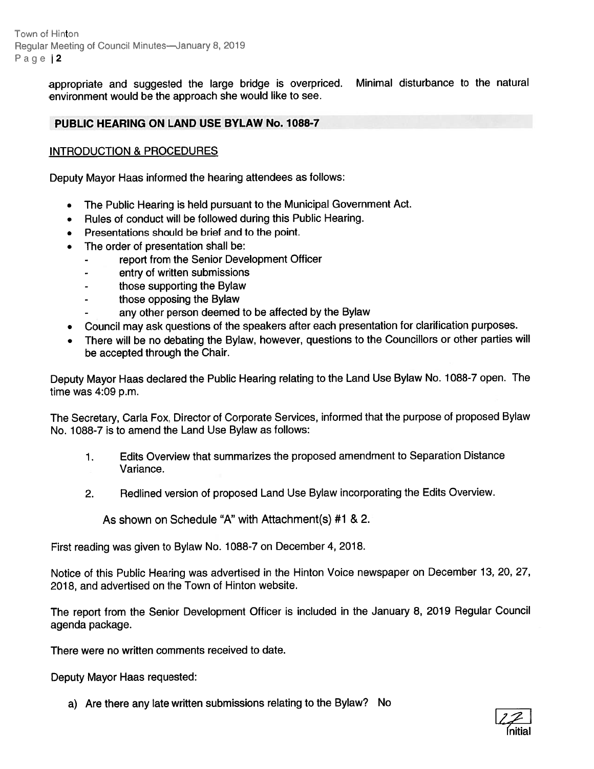appropriate and suggested the large bridge is overpriced. Minimal disturbance to the natural environment would be the approach she would like to see.

## PUBLIC HEARING ON LAND USE BYLAW No. 1088-7

### INTRODUCTION & PROCEDURES

Deputy Mayor Haas informed the hearing attendees as follows:

- The Public Hearing is held pursuant to the Municipal Government Act.
- Rules of conduct will be followed during this Public Hearing.
- Presentations should be brief and to the point.
- The order of presentation shall be:
  - report from the Senior Development Officer
  - entry of written submissions
  - those supporting the Bylaw
  - those opposing the Bylaw
  - any other person deemed to be affected by the Bylaw
- Council may ask questions of the speakers after each presentation for clarification purposes.
- There will be no debating the Bylaw, however, questions to the Councillors or other parties will be accepted through the Chair.

Deputy Mayor Haas declared the Public Hearing relating to the Land Use Bylaw No. 1088-7 open. The time was 4:09 p.m.

The Secretary, Carla Fox, Director of Corporate Services, informed that the purpose of proposed Bylaw No. 1088-7 is to amend the Land Use Bylaw as follows:

1. Edits Overview that summarizes the proposed amendment to Separation Distance Variance.
2. Redlined version of proposed Land Use Bylaw incorporating the Edits Overview.

As shown on Schedule "A" with Attachment(s) #1 & 2.

First reading was given to Bylaw No. 1088-7 on December 4, 2018.

Notice of this Public Hearing was advertised in the Hinton Voice newspaper on December 13, 20, 27, 2018, and advertised on the Town of Hinton website.

The report from the Senior Development Officer is included in the January 8, 2019 Regular Council agenda package.

There were no written comments received to date.

Deputy Mayor Haas requested:

a) Are there any late written submissions relating to the Bylaw? No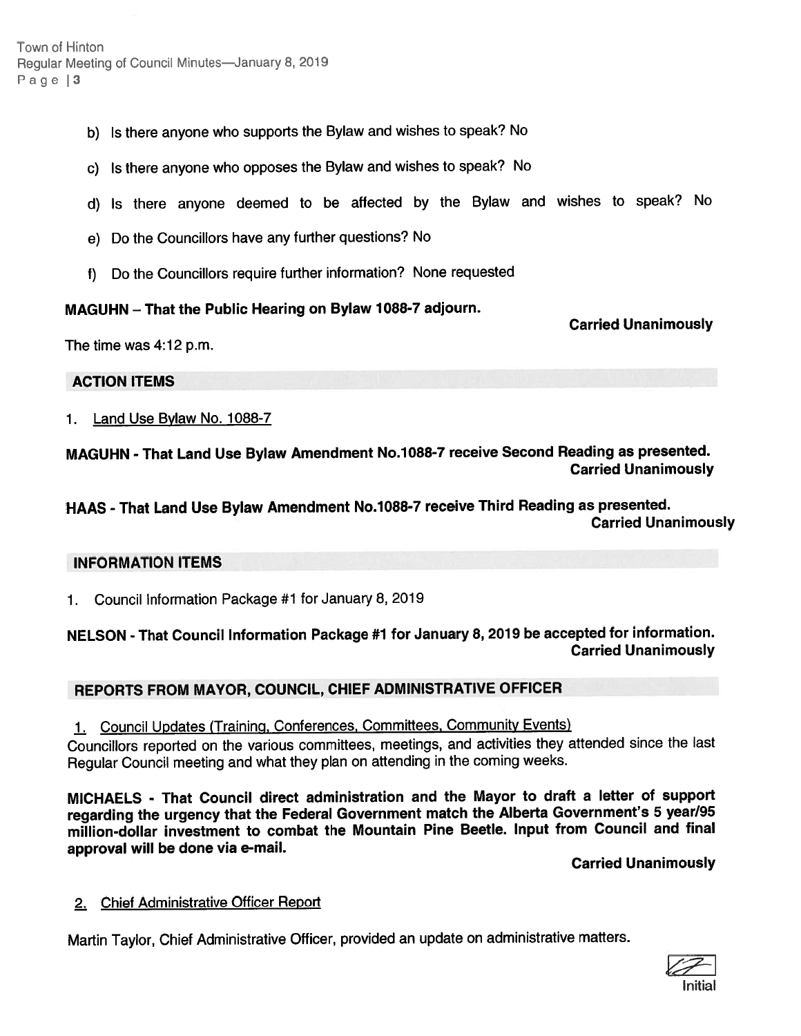b) Is there anyone who supports the Bylaw and wishes to speak? No

c) Is there anyone who opposes the Bylaw and wishes to speak? No

d) Is there anyone deemed to be affected by the Bylaw and wishes to speak? No

e) Do the Councillors have any further questions? No

f) Do the Councillors require further information? None requested

**MAGUHN – That the Public Hearing on Bylaw 1088-7 adjourn.**

**Carried Unanimously**

The time was 4:12 p.m.

## ACTION ITEMS

1. Land Use Bylaw No. 1088-7

**MAGUHN - That Land Use Bylaw Amendment No.1088-7 receive Second Reading as presented.**
**Carried Unanimously**

**HAAS - That Land Use Bylaw Amendment No.1088-7 receive Third Reading as presented.**
**Carried Unanimously**

## INFORMATION ITEMS

1. Council Information Package #1 for January 8, 2019

**NELSON - That Council Information Package #1 for January 8, 2019 be accepted for information.**
**Carried Unanimously**

## REPORTS FROM MAYOR, COUNCIL, CHIEF ADMINISTRATIVE OFFICER

1. Council Updates (Training, Conferences, Committees, Community Events)

Councillors reported on the various committees, meetings, and activities they attended since the last Regular Council meeting and what they plan on attending in the coming weeks.

**MICHAELS - That Council direct administration and the Mayor to draft a letter of support regarding the urgency that the Federal Government match the Alberta Government's 5 year/95 million-dollar investment to combat the Mountain Pine Beetle. Input from Council and final approval will be done via e-mail.**

**Carried Unanimously**

2. Chief Administrative Officer Report

Martin Taylor, Chief Administrative Officer, provided an update on administrative matters.

Initial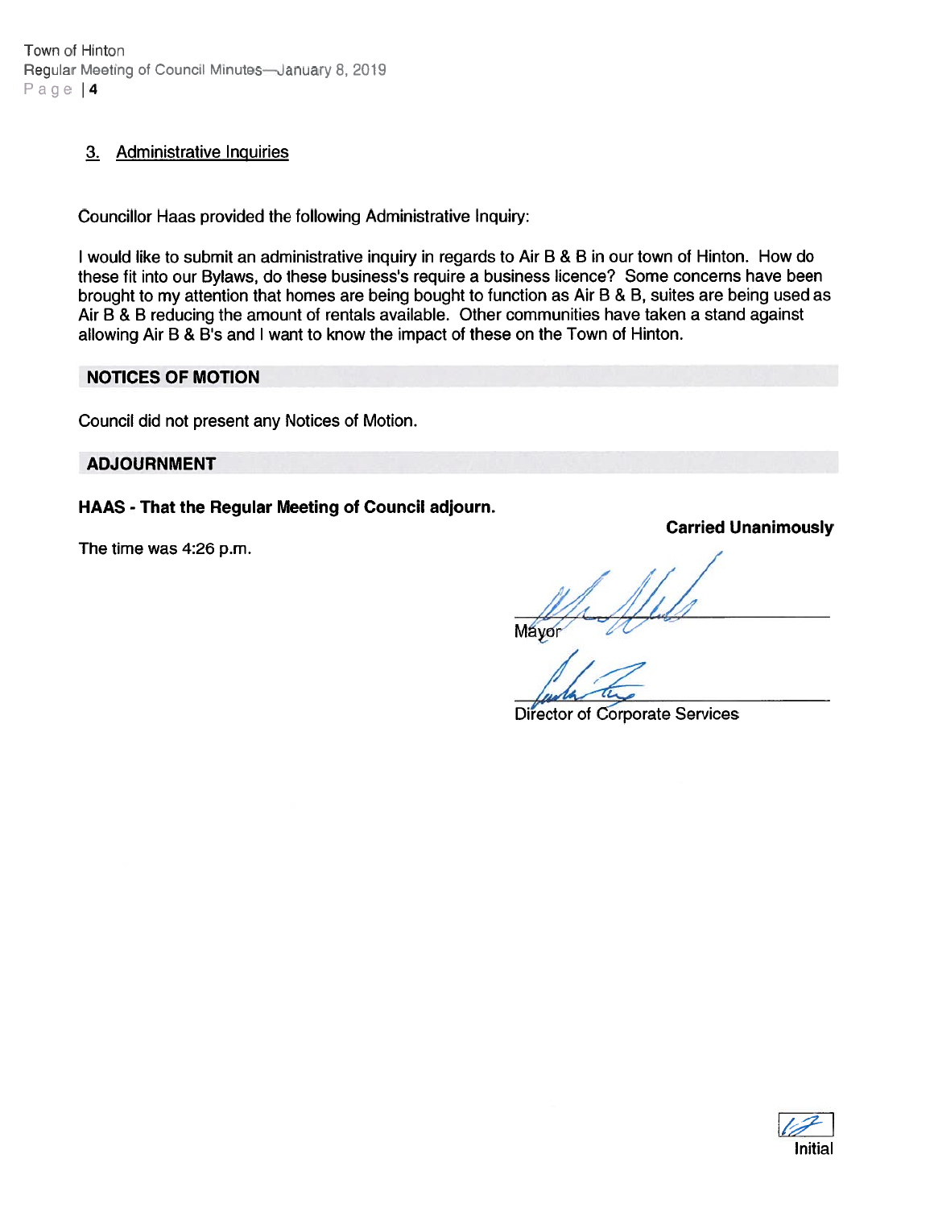### 3. Administrative Inquiries

Councillor Haas provided the following Administrative Inquiry:

I would like to submit an administrative inquiry in regards to Air B & B in our town of Hinton. How do these fit into our Bylaws, do these business's require a business licence? Some concerns have been brought to my attention that homes are being bought to function as Air B & B, suites are being used as Air B & B reducing the amount of rentals available. Other communities have taken a stand against allowing Air B & B's and I want to know the impact of these on the Town of Hinton.

## NOTICES OF MOTION

Council did not present any Notices of Motion.

## ADJOURNMENT

**HAAS - That the Regular Meeting of Council adjourn.**

**Carried Unanimously**

The time was 4:26 p.m.

Mayor

Director of Corporate Services

Initial